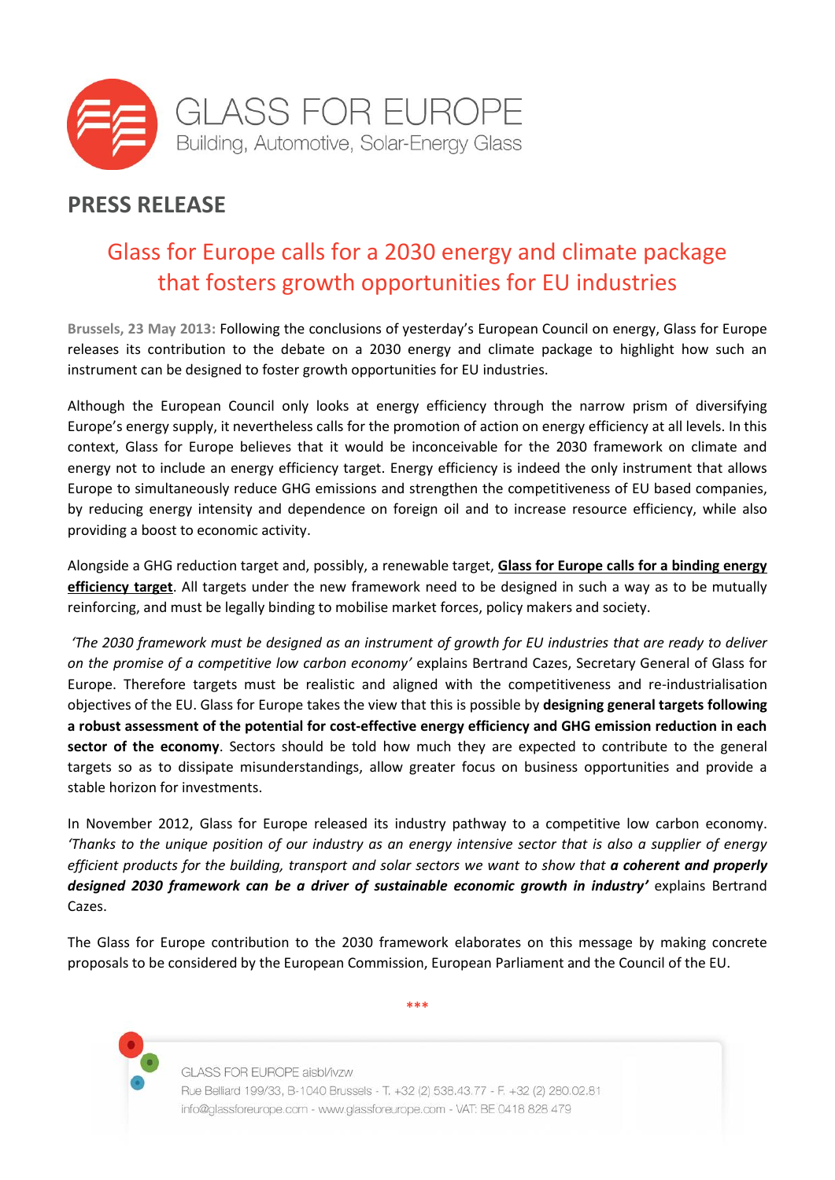GLASS FOR EUROPE
Building, Automotive, Solar-Energy Glass

# PRESS RELEASE

## Glass for Europe calls for a 2030 energy and climate package that fosters growth opportunities for EU industries

**Brussels, 23 May 2013:** Following the conclusions of yesterday's European Council on energy, Glass for Europe releases its contribution to the debate on a 2030 energy and climate package to highlight how such an instrument can be designed to foster growth opportunities for EU industries.

Although the European Council only looks at energy efficiency through the narrow prism of diversifying Europe's energy supply, it nevertheless calls for the promotion of action on energy efficiency at all levels. In this context, Glass for Europe believes that it would be inconceivable for the 2030 framework on climate and energy not to include an energy efficiency target. Energy efficiency is indeed the only instrument that allows Europe to simultaneously reduce GHG emissions and strengthen the competitiveness of EU based companies, by reducing energy intensity and dependence on foreign oil and to increase resource efficiency, while also providing a boost to economic activity.

Alongside a GHG reduction target and, possibly, a renewable target, **Glass for Europe calls for a binding energy efficiency target**. All targets under the new framework need to be designed in such a way as to be mutually reinforcing, and must be legally binding to mobilise market forces, policy makers and society.

*'The 2030 framework must be designed as an instrument of growth for EU industries that are ready to deliver on the promise of a competitive low carbon economy'* explains Bertrand Cazes, Secretary General of Glass for Europe. Therefore targets must be realistic and aligned with the competitiveness and re-industrialisation objectives of the EU. Glass for Europe takes the view that this is possible by **designing general targets following a robust assessment of the potential for cost-effective energy efficiency and GHG emission reduction in each sector of the economy**. Sectors should be told how much they are expected to contribute to the general targets so as to dissipate misunderstandings, allow greater focus on business opportunities and provide a stable horizon for investments.

In November 2012, Glass for Europe released its industry pathway to a competitive low carbon economy. *'Thanks to the unique position of our industry as an energy intensive sector that is also a supplier of energy efficient products for the building, transport and solar sectors we want to show that **a coherent and properly designed 2030 framework can be a driver of sustainable economic growth in industry**'* explains Bertrand Cazes.

The Glass for Europe contribution to the 2030 framework elaborates on this message by making concrete proposals to be considered by the European Commission, European Parliament and the Council of the EU.

***

GLASS FOR EUROPE aisbl/ivzw
Rue Belliard 199/33, B-1040 Brussels - T. +32 (2) 538.43.77 - F. +32 (2) 280.02.81
info@glassforeurope.com - www.glassforeurope.com - VAT: BE 0418 828 479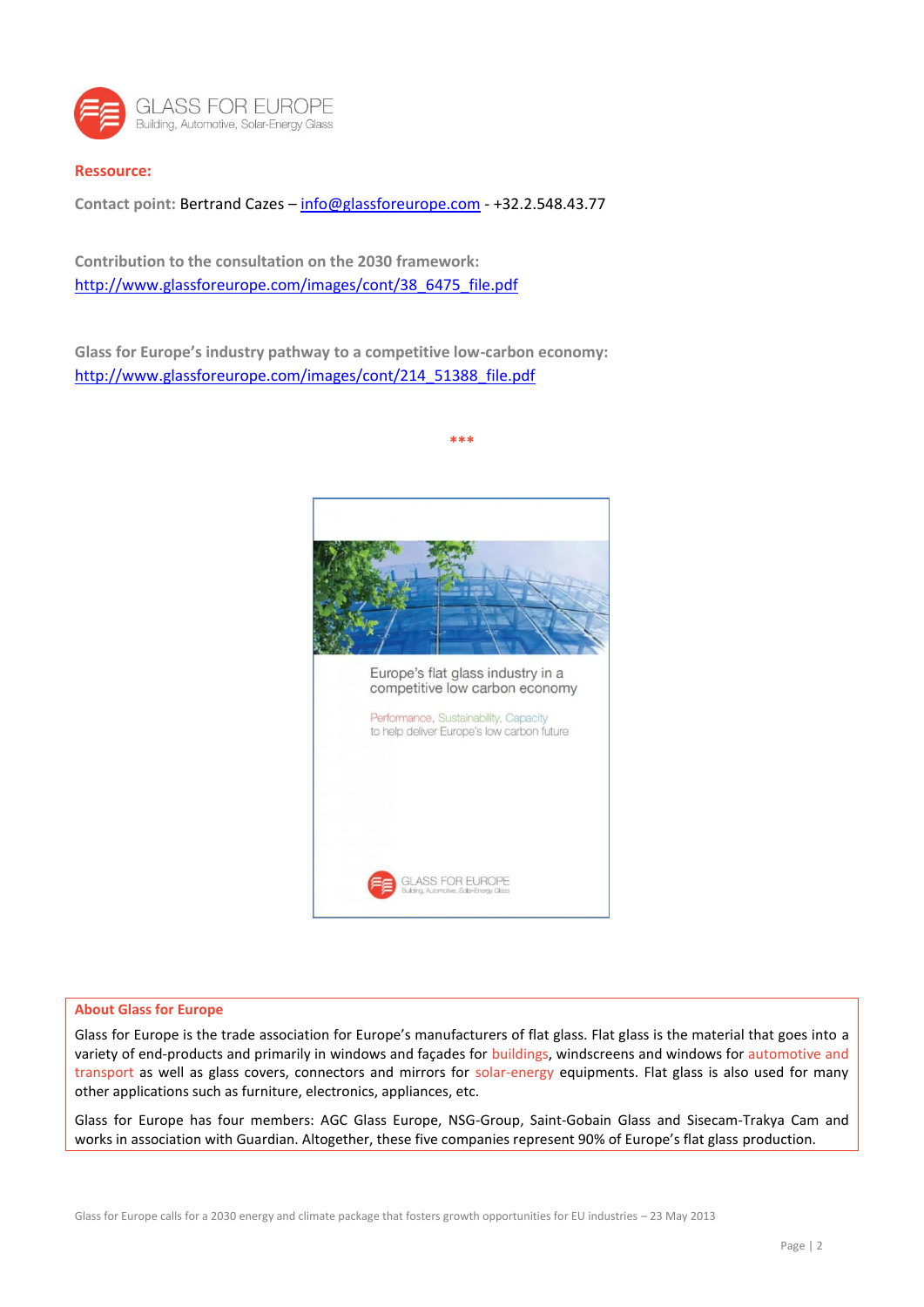**Ressource:**

**Contact point:** Bertrand Cazes – info@glassforeurope.com - +32.2.548.43.77

**Contribution to the consultation on the 2030 framework:**
http://www.glassforeurope.com/images/cont/38_6475_file.pdf

**Glass for Europe's industry pathway to a competitive low-carbon economy:**
http://www.glassforeurope.com/images/cont/214_51388_file.pdf

***

**About Glass for Europe**

Glass for Europe is the trade association for Europe's manufacturers of flat glass. Flat glass is the material that goes into a variety of end-products and primarily in windows and façades for buildings, windscreens and windows for automotive and transport as well as glass covers, connectors and mirrors for solar-energy equipments. Flat glass is also used for many other applications such as furniture, electronics, appliances, etc.

Glass for Europe has four members: AGC Glass Europe, NSG-Group, Saint-Gobain Glass and Sisecam-Trakya Cam and works in association with Guardian. Altogether, these five companies represent 90% of Europe's flat glass production.